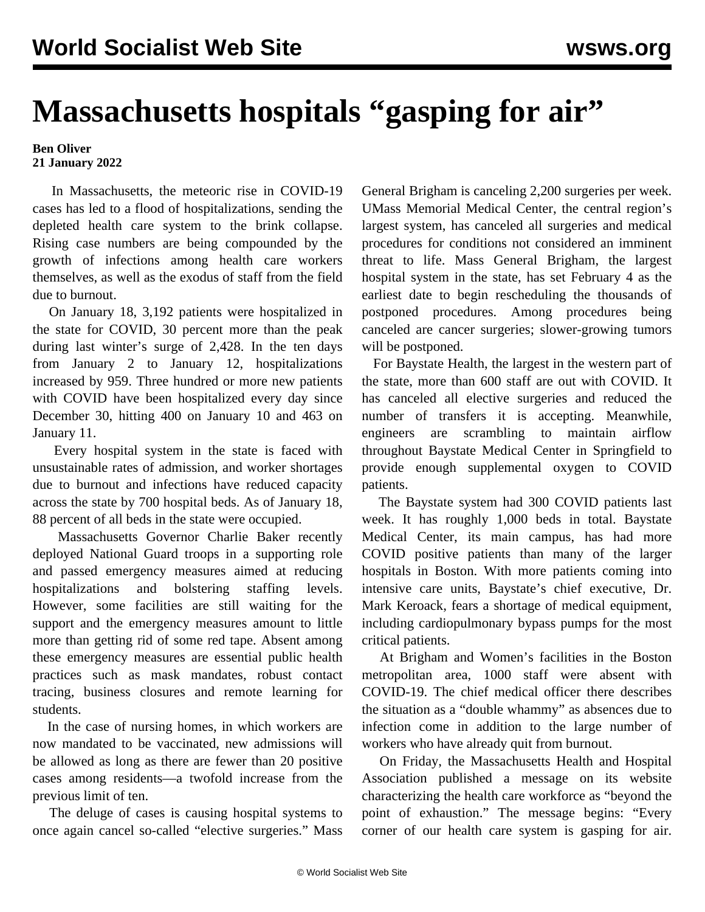# Massachusetts hospitals "gasping for air"

**Ben Oliver**
**21 January 2022**

In Massachusetts, the meteoric rise in COVID-19 cases has led to a flood of hospitalizations, sending the depleted health care system to the brink collapse. Rising case numbers are being compounded by the growth of infections among health care workers themselves, as well as the exodus of staff from the field due to burnout.

On January 18, 3,192 patients were hospitalized in the state for COVID, 30 percent more than the peak during last winter's surge of 2,428. In the ten days from January 2 to January 12, hospitalizations increased by 959. Three hundred or more new patients with COVID have been hospitalized every day since December 30, hitting 400 on January 10 and 463 on January 11.

Every hospital system in the state is faced with unsustainable rates of admission, and worker shortages due to burnout and infections have reduced capacity across the state by 700 hospital beds. As of January 18, 88 percent of all beds in the state were occupied.

Massachusetts Governor Charlie Baker recently deployed National Guard troops in a supporting role and passed emergency measures aimed at reducing hospitalizations and bolstering staffing levels. However, some facilities are still waiting for the support and the emergency measures amount to little more than getting rid of some red tape. Absent among these emergency measures are essential public health practices such as mask mandates, robust contact tracing, business closures and remote learning for students.

In the case of nursing homes, in which workers are now mandated to be vaccinated, new admissions will be allowed as long as there are fewer than 20 positive cases among residents—a twofold increase from the previous limit of ten.

The deluge of cases is causing hospital systems to once again cancel so-called "elective surgeries." Mass General Brigham is canceling 2,200 surgeries per week. UMass Memorial Medical Center, the central region's largest system, has canceled all surgeries and medical procedures for conditions not considered an imminent threat to life. Mass General Brigham, the largest hospital system in the state, has set February 4 as the earliest date to begin rescheduling the thousands of postponed procedures. Among procedures being canceled are cancer surgeries; slower-growing tumors will be postponed.

For Baystate Health, the largest in the western part of the state, more than 600 staff are out with COVID. It has canceled all elective surgeries and reduced the number of transfers it is accepting. Meanwhile, engineers are scrambling to maintain airflow throughout Baystate Medical Center in Springfield to provide enough supplemental oxygen to COVID patients.

The Baystate system had 300 COVID patients last week. It has roughly 1,000 beds in total. Baystate Medical Center, its main campus, has had more COVID positive patients than many of the larger hospitals in Boston. With more patients coming into intensive care units, Baystate's chief executive, Dr. Mark Keroack, fears a shortage of medical equipment, including cardiopulmonary bypass pumps for the most critical patients.

At Brigham and Women's facilities in the Boston metropolitan area, 1000 staff were absent with COVID-19. The chief medical officer there describes the situation as a "double whammy" as absences due to infection come in addition to the large number of workers who have already quit from burnout.

On Friday, the Massachusetts Health and Hospital Association published a message on its website characterizing the health care workforce as "beyond the point of exhaustion." The message begins: "Every corner of our health care system is gasping for air.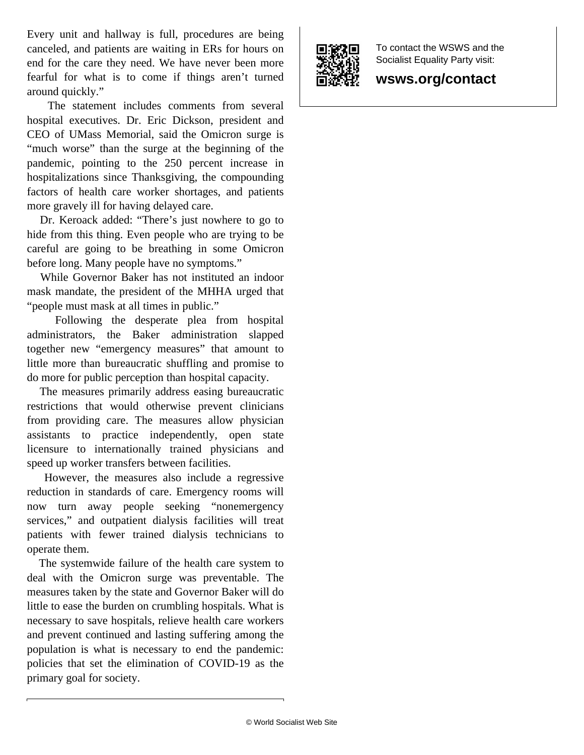Every unit and hallway is full, procedures are being canceled, and patients are waiting in ERs for hours on end for the care they need. We have never been more fearful for what is to come if things aren't turned around quickly."

The statement includes comments from several hospital executives. Dr. Eric Dickson, president and CEO of UMass Memorial, said the Omicron surge is "much worse" than the surge at the beginning of the pandemic, pointing to the 250 percent increase in hospitalizations since Thanksgiving, the compounding factors of health care worker shortages, and patients more gravely ill for having delayed care.

Dr. Keroack added: "There's just nowhere to go to hide from this thing. Even people who are trying to be careful are going to be breathing in some Omicron before long. Many people have no symptoms."

While Governor Baker has not instituted an indoor mask mandate, the president of the MHHA urged that "people must mask at all times in public."

Following the desperate plea from hospital administrators, the Baker administration slapped together new "emergency measures" that amount to little more than bureaucratic shuffling and promise to do more for public perception than hospital capacity.

The measures primarily address easing bureaucratic restrictions that would otherwise prevent clinicians from providing care. The measures allow physician assistants to practice independently, open state licensure to internationally trained physicians and speed up worker transfers between facilities.

However, the measures also include a regressive reduction in standards of care. Emergency rooms will now turn away people seeking "nonemergency services," and outpatient dialysis facilities will treat patients with fewer trained dialysis technicians to operate them.

The systemwide failure of the health care system to deal with the Omicron surge was preventable. The measures taken by the state and Governor Baker will do little to ease the burden on crumbling hospitals. What is necessary to save hospitals, relieve health care workers and prevent continued and lasting suffering among the population is what is necessary to end the pandemic: policies that set the elimination of COVID-19 as the primary goal for society.

To contact the WSWS and the Socialist Equality Party visit:

**wsws.org/contact**